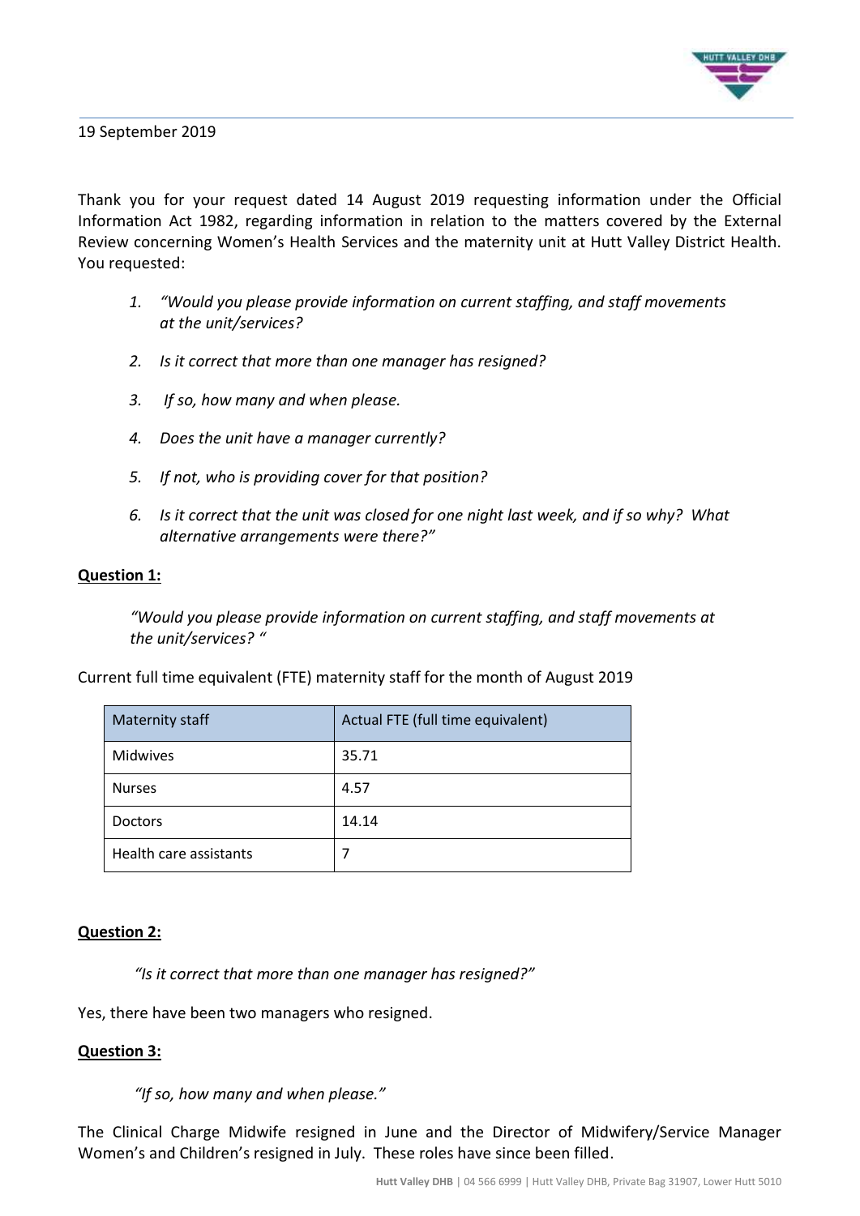19 September 2019

Thank you for your request dated 14 August 2019 requesting information under the Official Information Act 1982, regarding information in relation to the matters covered by the External Review concerning Women's Health Services and the maternity unit at Hutt Valley District Health. You requested:

1. *"Would you please provide information on current staffing, and staff movements at the unit/services?*
2. *Is it correct that more than one manager has resigned?*
3. *If so, how many and when please.*
4. *Does the unit have a manager currently?*
5. *If not, who is providing cover for that position?*
6. *Is it correct that the unit was closed for one night last week, and if so why? What alternative arrangements were there?"*

**Question 1:**

*"Would you please provide information on current staffing, and staff movements at the unit/services? "*

Current full time equivalent (FTE) maternity staff for the month of August 2019

| Maternity staff | Actual FTE (full time equivalent) |
|---|---|
| Midwives | 35.71 |
| Nurses | 4.57 |
| Doctors | 14.14 |
| Health care assistants | 7 |

**Question 2:**

*"Is it correct that more than one manager has resigned?"*

Yes, there have been two managers who resigned.

**Question 3:**

*"If so, how many and when please."*

The Clinical Charge Midwife resigned in June and the Director of Midwifery/Service Manager Women's and Children's resigned in July. These roles have since been filled.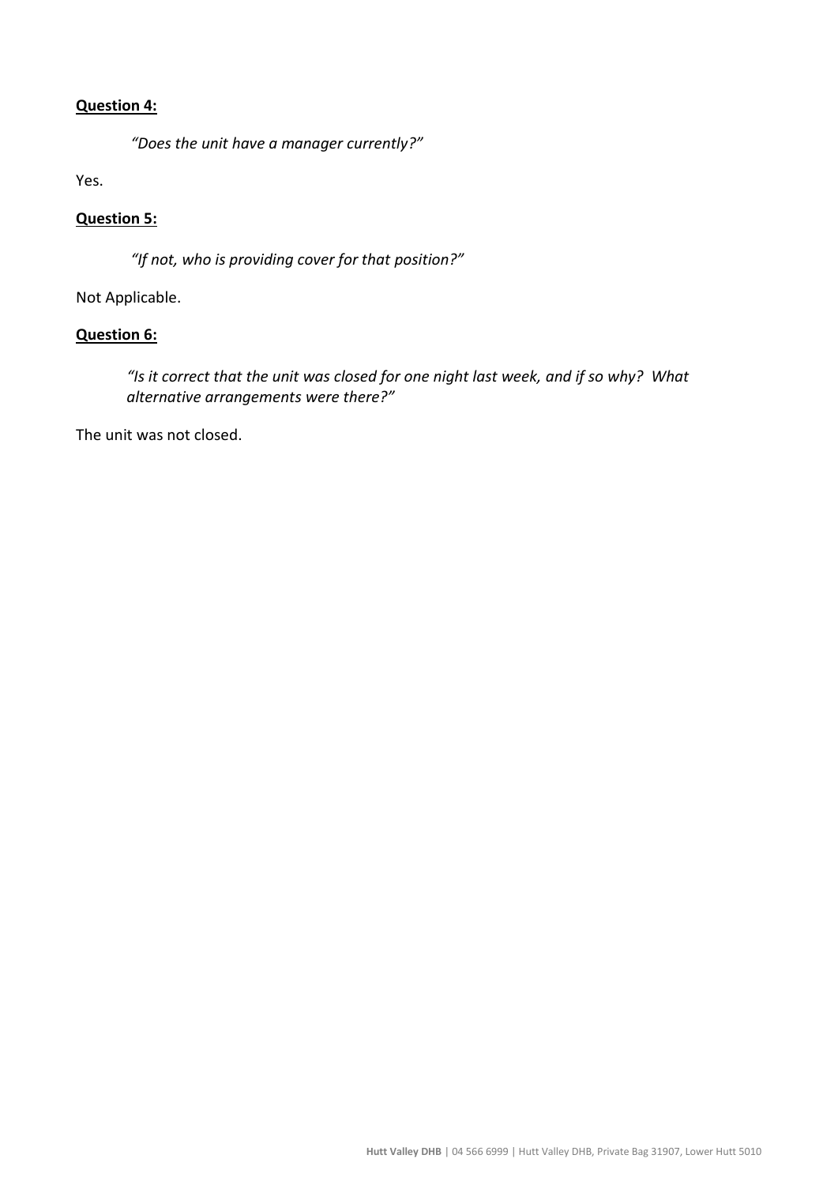**<u>Question 4:</u>**

*"Does the unit have a manager currently?"*

Yes.

**<u>Question 5:</u>**

*"If not, who is providing cover for that position?"*

Not Applicable.

**<u>Question 6:</u>**

*"Is it correct that the unit was closed for one night last week, and if so why? What alternative arrangements were there?"*

The unit was not closed.